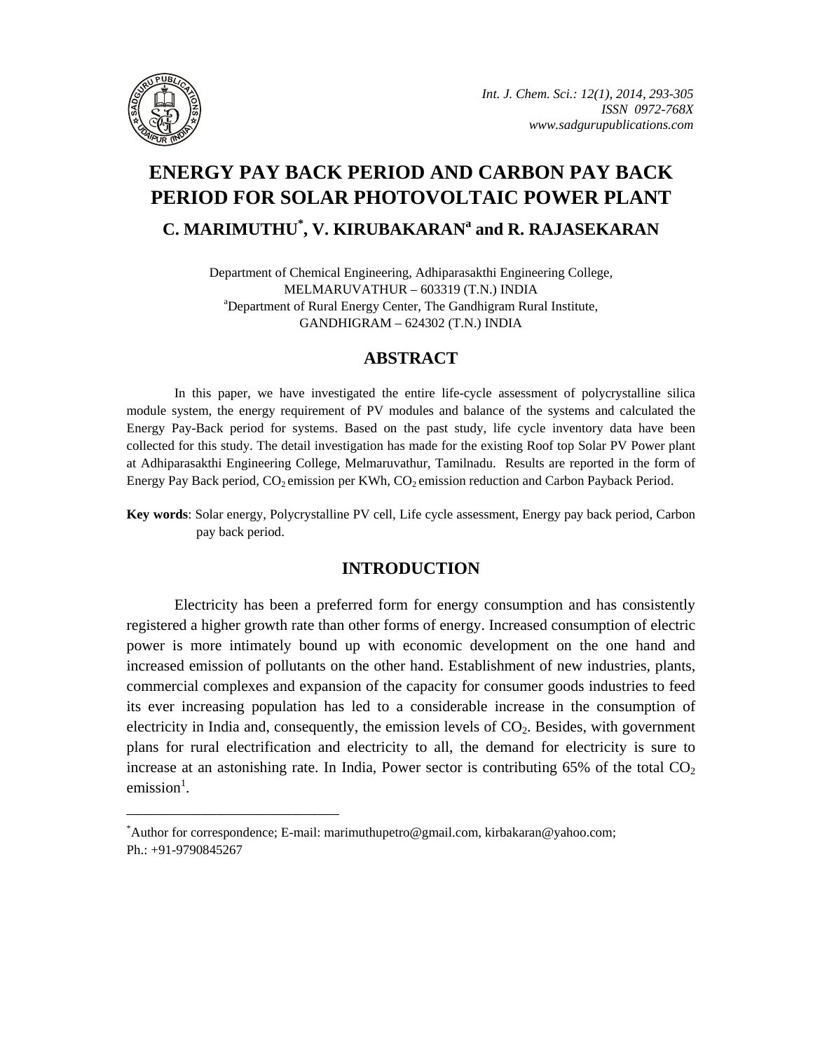# ENERGY PAY BACK PERIOD AND CARBON PAY BACK PERIOD FOR SOLAR PHOTOVOLTAIC POWER PLANT

**C. MARIMUTHU[*], V. KIRUBAKARAN[a] and R. RAJASEKARAN**

Department of Chemical Engineering, Adhiparasakthi Engineering College, MELMARUVATHUR – 603319 (T.N.) INDIA
[a]Department of Rural Energy Center, The Gandhigram Rural Institute, GANDHIGRAM – 624302 (T.N.) INDIA

## ABSTRACT

In this paper, we have investigated the entire life-cycle assessment of polycrystalline silica module system, the energy requirement of PV modules and balance of the systems and calculated the Energy Pay-Back period for systems. Based on the past study, life cycle inventory data have been collected for this study. The detail investigation has made for the existing Roof top Solar PV Power plant at Adhiparasakthi Engineering College, Melmaruvathur, Tamilnadu. Results are reported in the form of Energy Pay Back period, $CO_2$ emission per KWh, $CO_2$ emission reduction and Carbon Payback Period.

**Key words**: Solar energy, Polycrystalline PV cell, Life cycle assessment, Energy pay back period, Carbon pay back period.

## INTRODUCTION

Electricity has been a preferred form for energy consumption and has consistently registered a higher growth rate than other forms of energy. Increased consumption of electric power is more intimately bound up with economic development on the one hand and increased emission of pollutants on the other hand. Establishment of new industries, plants, commercial complexes and expansion of the capacity for consumer goods industries to feed its ever increasing population has led to a considerable increase in the consumption of electricity in India and, consequently, the emission levels of $CO_2$. Besides, with government plans for rural electrification and electricity to all, the demand for electricity is sure to increase at an astonishing rate. In India, Power sector is contributing 65% of the total $CO_2$ emission[1].

---

[*]Author for correspondence; E-mail: marimuthupetro@gmail.com, kirbakaran@yahoo.com; Ph.: +91-9790845267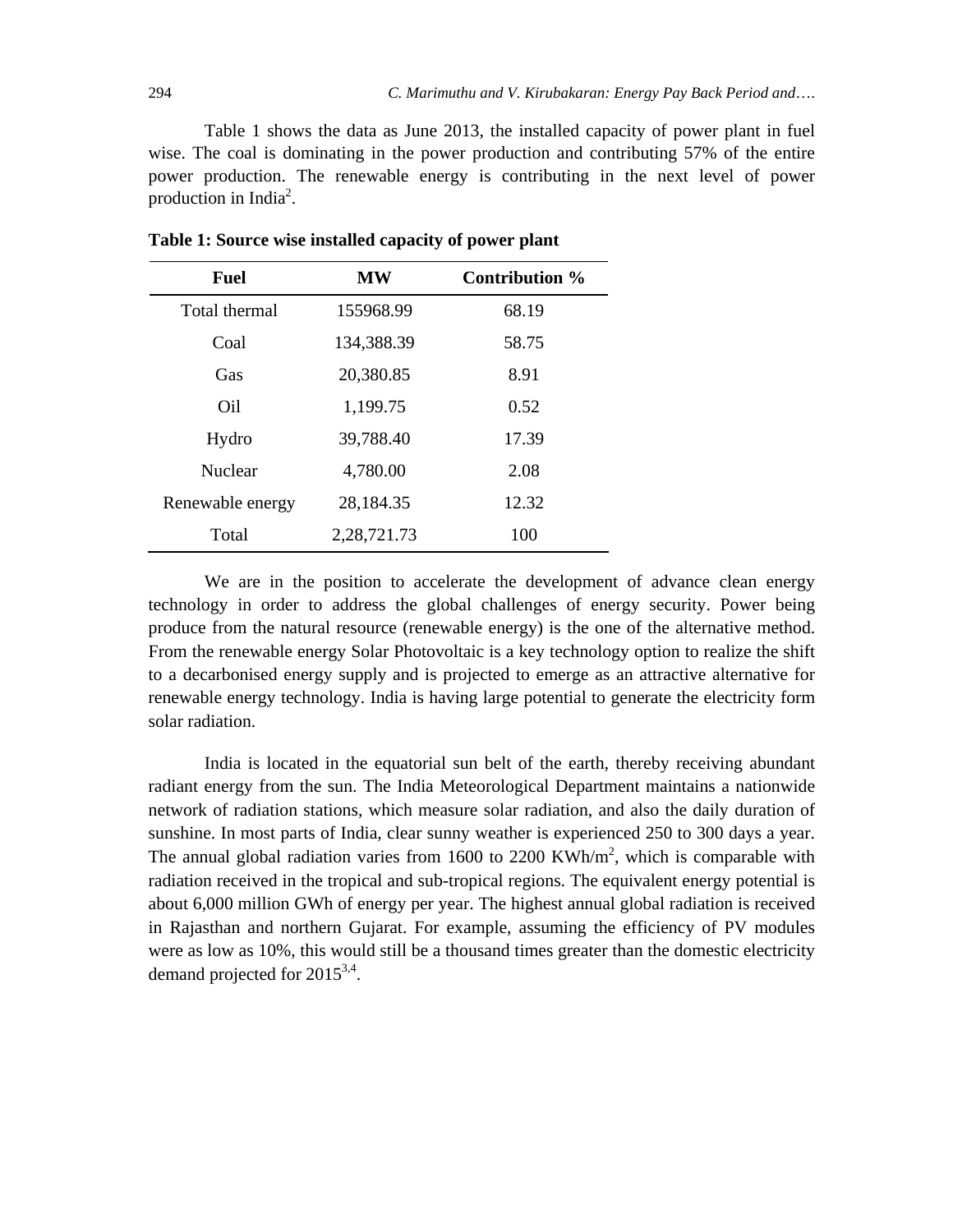Table 1 shows the data as June 2013, the installed capacity of power plant in fuel wise. The coal is dominating in the power production and contributing 57% of the entire power production. The renewable energy is contributing in the next level of power production in India[2].

**Table 1: Source wise installed capacity of power plant**

| Fuel | MW | Contribution % |
|---|---|---|
| Total thermal | 155968.99 | 68.19 |
| Coal | 134,388.39 | 58.75 |
| Gas | 20,380.85 | 8.91 |
| Oil | 1,199.75 | 0.52 |
| Hydro | 39,788.40 | 17.39 |
| Nuclear | 4,780.00 | 2.08 |
| Renewable energy | 28,184.35 | 12.32 |
| Total | 2,28,721.73 | 100 |

We are in the position to accelerate the development of advance clean energy technology in order to address the global challenges of energy security. Power being produce from the natural resource (renewable energy) is the one of the alternative method. From the renewable energy Solar Photovoltaic is a key technology option to realize the shift to a decarbonised energy supply and is projected to emerge as an attractive alternative for renewable energy technology. India is having large potential to generate the electricity form solar radiation.

India is located in the equatorial sun belt of the earth, thereby receiving abundant radiant energy from the sun. The India Meteorological Department maintains a nationwide network of radiation stations, which measure solar radiation, and also the daily duration of sunshine. In most parts of India, clear sunny weather is experienced 250 to 300 days a year. The annual global radiation varies from 1600 to 2200 KWh/m$^2$, which is comparable with radiation received in the tropical and sub-tropical regions. The equivalent energy potential is about 6,000 million GWh of energy per year. The highest annual global radiation is received in Rajasthan and northern Gujarat. For example, assuming the efficiency of PV modules were as low as 10%, this would still be a thousand times greater than the domestic electricity demand projected for 2015[3,4].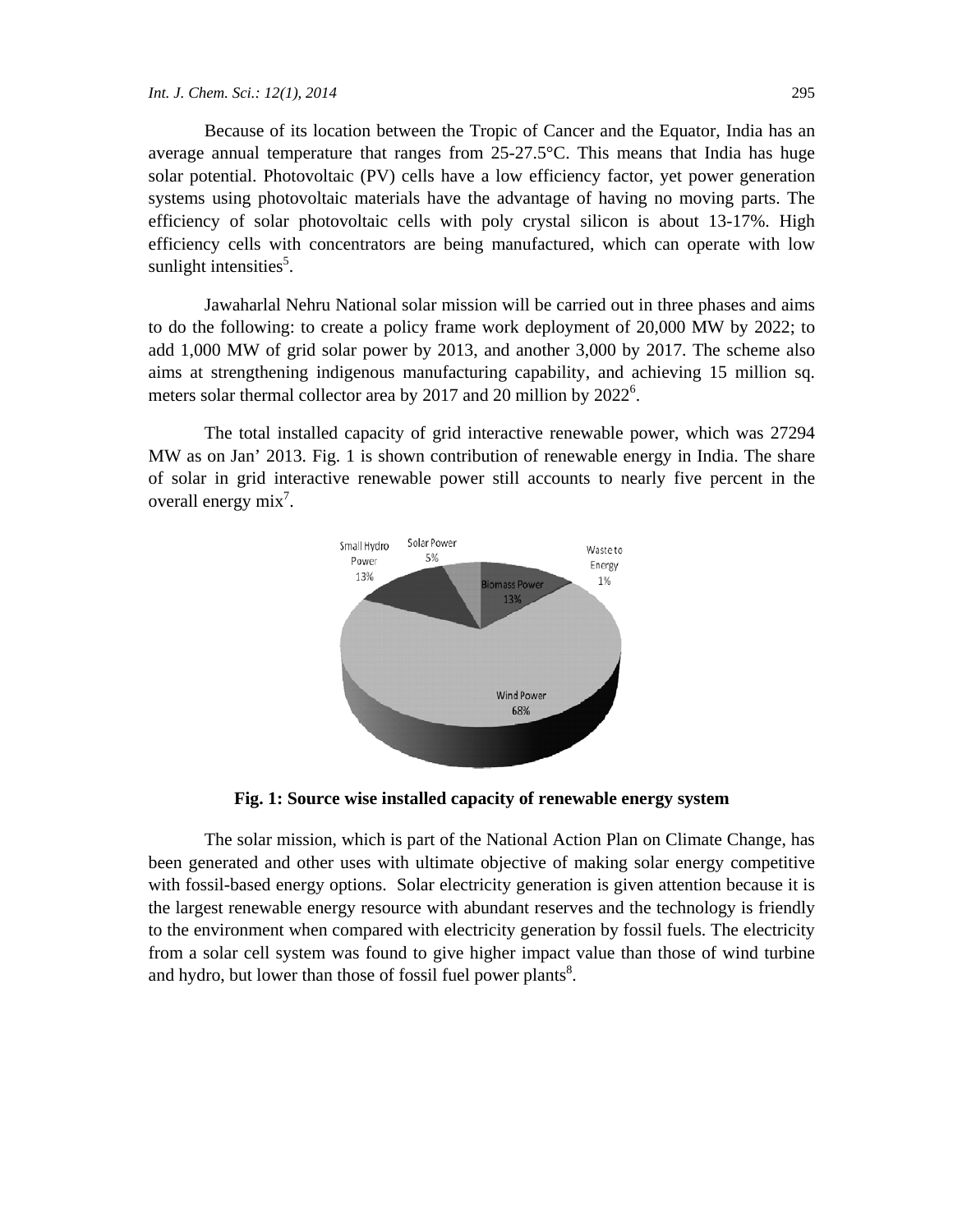Because of its location between the Tropic of Cancer and the Equator, India has an average annual temperature that ranges from 25-27.5°C. This means that India has huge solar potential. Photovoltaic (PV) cells have a low efficiency factor, yet power generation systems using photovoltaic materials have the advantage of having no moving parts. The efficiency of solar photovoltaic cells with poly crystal silicon is about 13-17%. High efficiency cells with concentrators are being manufactured, which can operate with low sunlight intensities[5].

Jawaharlal Nehru National solar mission will be carried out in three phases and aims to do the following: to create a policy frame work deployment of 20,000 MW by 2022; to add 1,000 MW of grid solar power by 2013, and another 3,000 by 2017. The scheme also aims at strengthening indigenous manufacturing capability, and achieving 15 million sq. meters solar thermal collector area by 2017 and 20 million by 2022[6].

The total installed capacity of grid interactive renewable power, which was 27294 MW as on Jan' 2013. Fig. 1 is shown contribution of renewable energy in India. The share of solar in grid interactive renewable power still accounts to nearly five percent in the overall energy mix[7].

Small Hydro Power 13%

Solar Power 5%

Biomass Power 13%

Waste to Energy 1%

Wind Power 68%

**Fig. 1: Source wise installed capacity of renewable energy system**

The solar mission, which is part of the National Action Plan on Climate Change, has been generated and other uses with ultimate objective of making solar energy competitive with fossil-based energy options. Solar electricity generation is given attention because it is the largest renewable energy resource with abundant reserves and the technology is friendly to the environment when compared with electricity generation by fossil fuels. The electricity from a solar cell system was found to give higher impact value than those of wind turbine and hydro, but lower than those of fossil fuel power plants[8].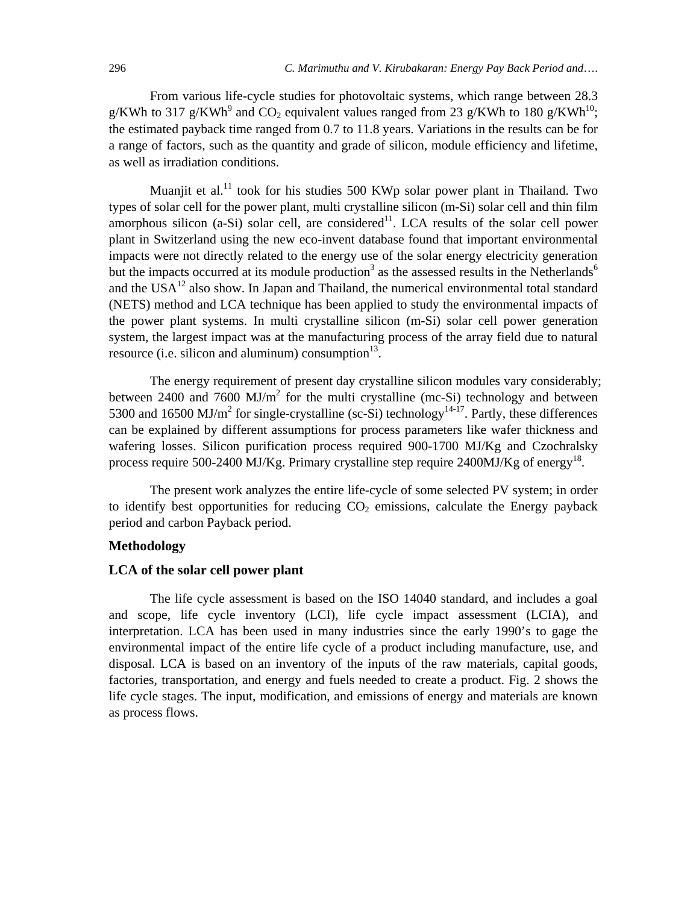From various life-cycle studies for photovoltaic systems, which range between 28.3 g/KWh to 317 g/KWh[9] and $CO_2$ equivalent values ranged from 23 g/KWh to 180 g/KWh[10]; the estimated payback time ranged from 0.7 to 11.8 years. Variations in the results can be for a range of factors, such as the quantity and grade of silicon, module efficiency and lifetime, as well as irradiation conditions.

Muanjit et al.[11] took for his studies 500 KWp solar power plant in Thailand. Two types of solar cell for the power plant, multi crystalline silicon (m-Si) solar cell and thin film amorphous silicon (a-Si) solar cell, are considered[11]. LCA results of the solar cell power plant in Switzerland using the new eco-invent database found that important environmental impacts were not directly related to the energy use of the solar energy electricity generation but the impacts occurred at its module production[3] as the assessed results in the Netherlands[6] and the USA[12] also show. In Japan and Thailand, the numerical environmental total standard (NETS) method and LCA technique has been applied to study the environmental impacts of the power plant systems. In multi crystalline silicon (m-Si) solar cell power generation system, the largest impact was at the manufacturing process of the array field due to natural resource (i.e. silicon and aluminum) consumption[13].

The energy requirement of present day crystalline silicon modules vary considerably; between 2400 and 7600 MJ/$m^2$ for the multi crystalline (mc-Si) technology and between 5300 and 16500 MJ/$m^2$ for single-crystalline (sc-Si) technology[14-17]. Partly, these differences can be explained by different assumptions for process parameters like wafer thickness and wafering losses. Silicon purification process required 900-1700 MJ/Kg and Czochralsky process require 500-2400 MJ/Kg. Primary crystalline step require 2400MJ/Kg of energy[18].

The present work analyzes the entire life-cycle of some selected PV system; in order to identify best opportunities for reducing $CO_2$ emissions, calculate the Energy payback period and carbon Payback period.

## Methodology

### LCA of the solar cell power plant

The life cycle assessment is based on the ISO 14040 standard, and includes a goal and scope, life cycle inventory (LCI), life cycle impact assessment (LCIA), and interpretation. LCA has been used in many industries since the early 1990's to gage the environmental impact of the entire life cycle of a product including manufacture, use, and disposal. LCA is based on an inventory of the inputs of the raw materials, capital goods, factories, transportation, and energy and fuels needed to create a product. Fig. 2 shows the life cycle stages. The input, modification, and emissions of energy and materials are known as process flows.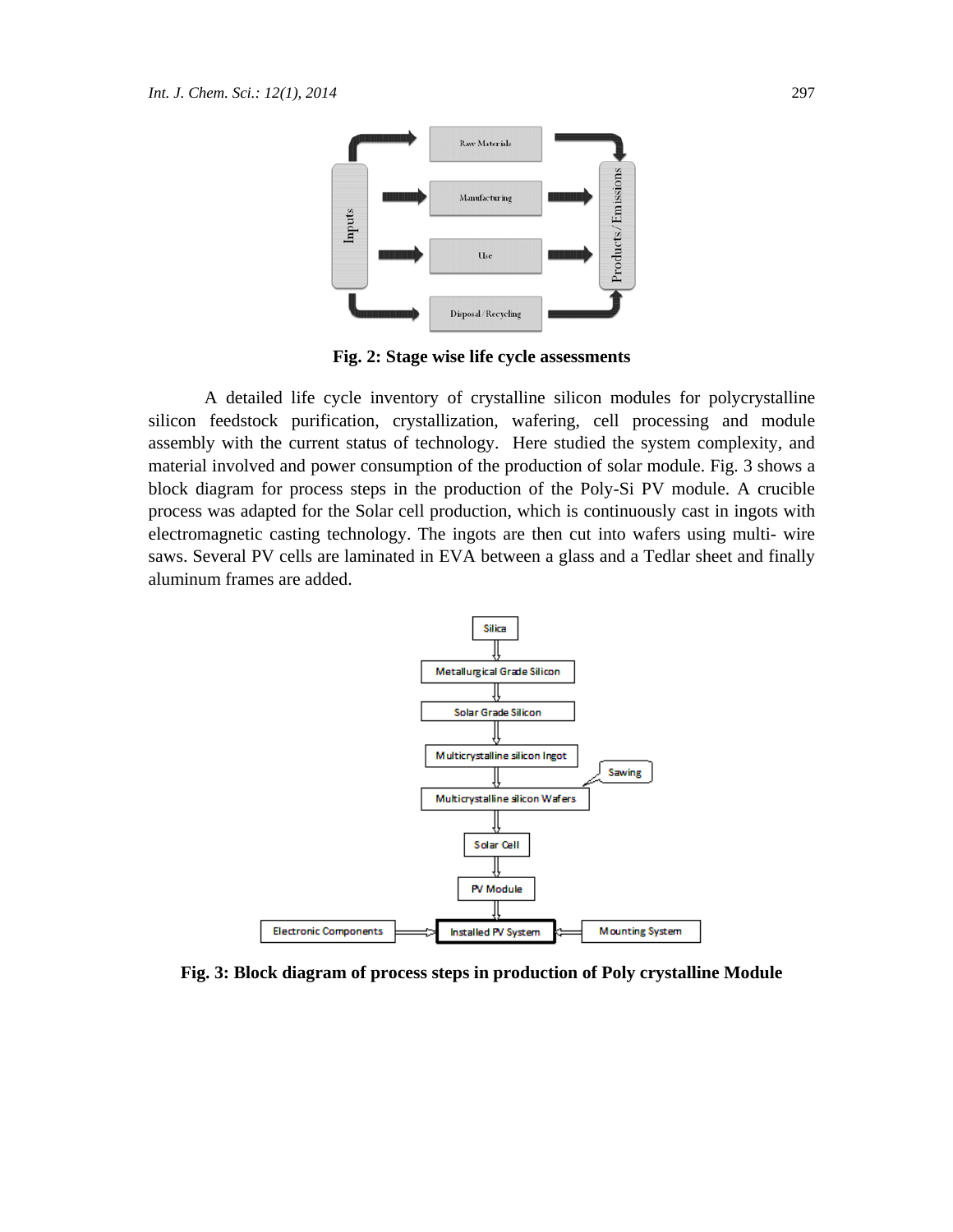**Fig. 2: Stage wise life cycle assessments**

A detailed life cycle inventory of crystalline silicon modules for polycrystalline silicon feedstock purification, crystallization, wafering, cell processing and module assembly with the current status of technology. Here studied the system complexity, and material involved and power consumption of the production of solar module. Fig. 3 shows a block diagram for process steps in the production of the Poly-Si PV module. A crucible process was adapted for the Solar cell production, which is continuously cast in ingots with electromagnetic casting technology. The ingots are then cut into wafers using multi- wire saws. Several PV cells are laminated in EVA between a glass and a Tedlar sheet and finally aluminum frames are added.

**Fig. 3: Block diagram of process steps in production of Poly crystalline Module**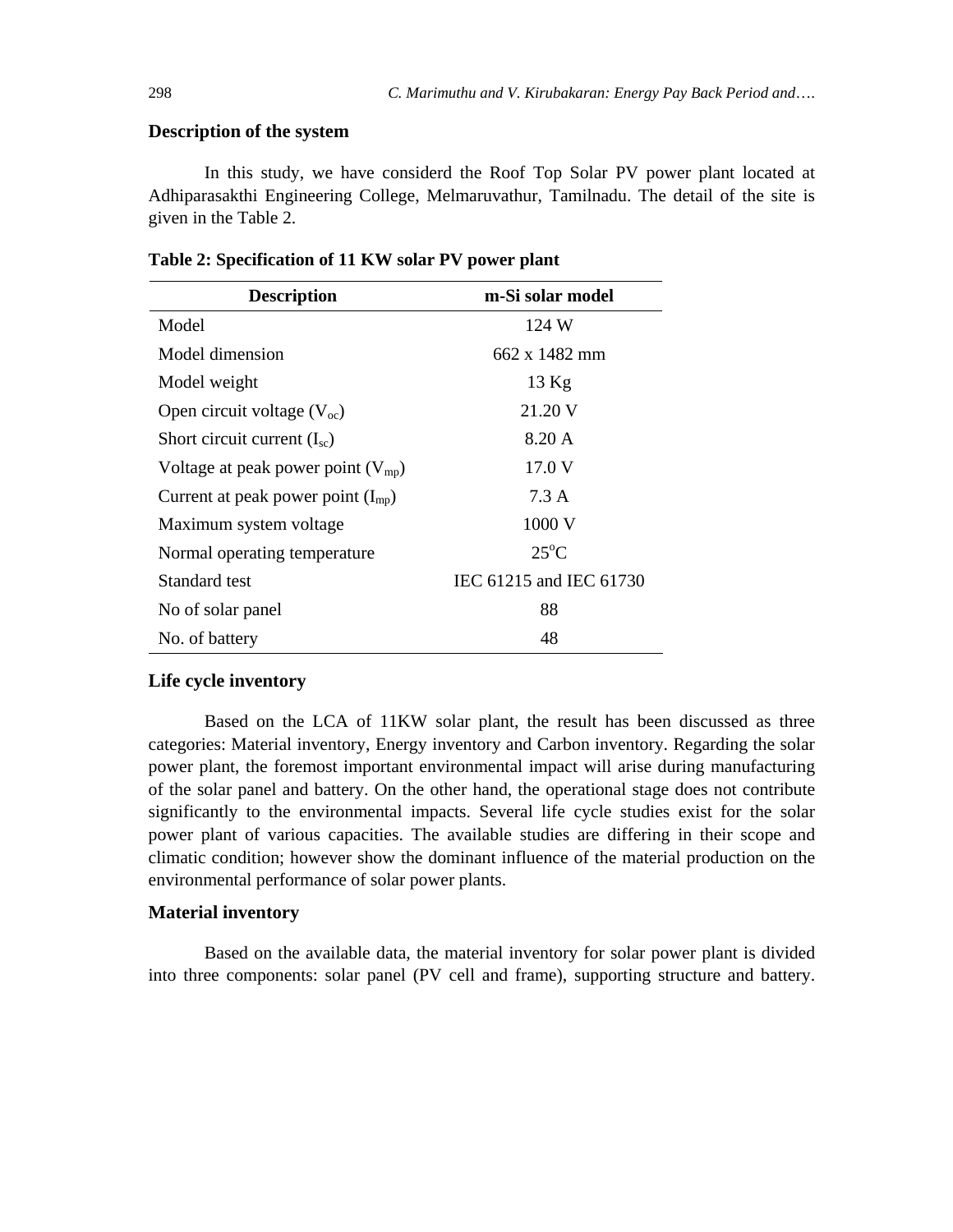### Description of the system

In this study, we have considerd the Roof Top Solar PV power plant located at Adhiparasakthi Engineering College, Melmaruvathur, Tamilnadu. The detail of the site is given in the Table 2.

**Table 2: Specification of 11 KW solar PV power plant**

| Description | m-Si solar model |
|---|---|
| Model | 124 W |
| Model dimension | 662 x 1482 mm |
| Model weight | 13 Kg |
| Open circuit voltage ($V_{oc}$) | 21.20 V |
| Short circuit current ($I_{sc}$) | 8.20 A |
| Voltage at peak power point ($V_{mp}$) | 17.0 V |
| Current at peak power point ($I_{mp}$) | 7.3 A |
| Maximum system voltage | 1000 V |
| Normal operating temperature | $25^{o}$C |
| Standard test | IEC 61215 and IEC 61730 |
| No of solar panel | 88 |
| No. of battery | 48 |

### Life cycle inventory

Based on the LCA of 11KW solar plant, the result has been discussed as three categories: Material inventory, Energy inventory and Carbon inventory. Regarding the solar power plant, the foremost important environmental impact will arise during manufacturing of the solar panel and battery. On the other hand, the operational stage does not contribute significantly to the environmental impacts. Several life cycle studies exist for the solar power plant of various capacities. The available studies are differing in their scope and climatic condition; however show the dominant influence of the material production on the environmental performance of solar power plants.

### Material inventory

Based on the available data, the material inventory for solar power plant is divided into three components: solar panel (PV cell and frame), supporting structure and battery.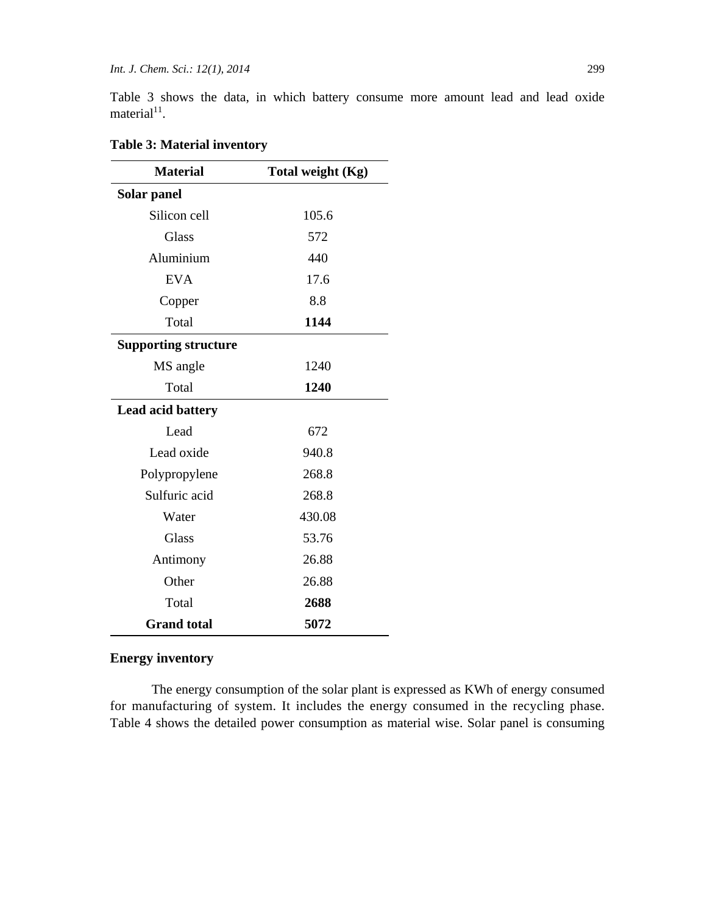Table 3 shows the data, in which battery consume more amount lead and lead oxide material[11].

**Table 3: Material inventory**

| Material | Total weight (Kg) |
|---|---|
| **Solar panel** | |
| Silicon cell | 105.6 |
| Glass | 572 |
| Aluminium | 440 |
| EVA | 17.6 |
| Copper | 8.8 |
| Total | **1144** |
| **Supporting structure** | |
| MS angle | 1240 |
| Total | **1240** |
| **Lead acid battery** | |
| Lead | 672 |
| Lead oxide | 940.8 |
| Polypropylene | 268.8 |
| Sulfuric acid | 268.8 |
| Water | 430.08 |
| Glass | 53.76 |
| Antimony | 26.88 |
| Other | 26.88 |
| Total | **2688** |
| **Grand total** | **5072** |

## Energy inventory

The energy consumption of the solar plant is expressed as KWh of energy consumed for manufacturing of system. It includes the energy consumed in the recycling phase. Table 4 shows the detailed power consumption as material wise. Solar panel is consuming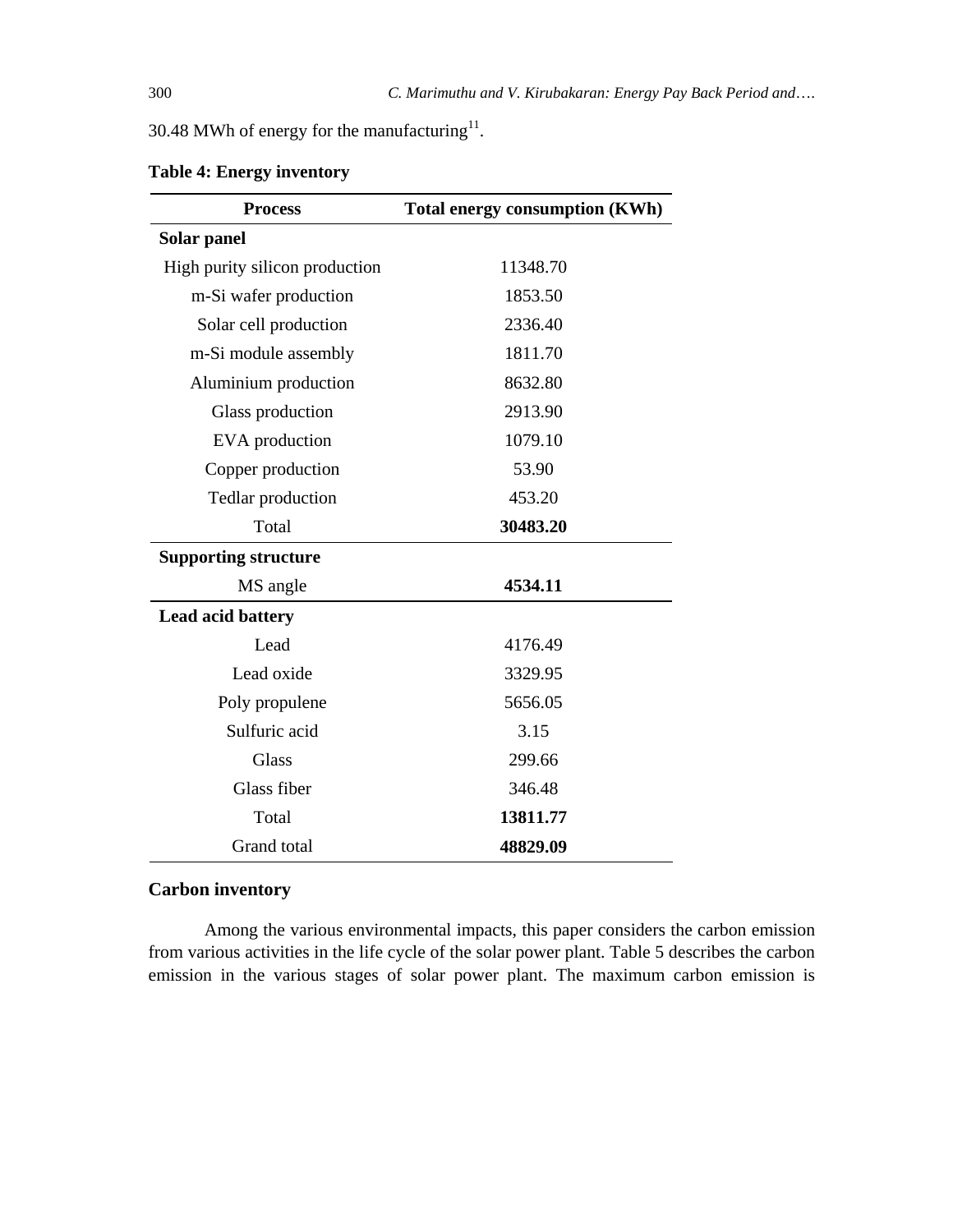30.48 MWh of energy for the manufacturing[11].

**Table 4: Energy inventory**

| Process | Total energy consumption (KWh) |
|---|---|
| **Solar panel** | |
| High purity silicon production | 11348.70 |
| m-Si wafer production | 1853.50 |
| Solar cell production | 2336.40 |
| m-Si module assembly | 1811.70 |
| Aluminium production | 8632.80 |
| Glass production | 2913.90 |
| EVA production | 1079.10 |
| Copper production | 53.90 |
| Tedlar production | 453.20 |
| Total | **30483.20** |
| **Supporting structure** | |
| MS angle | **4534.11** |
| **Lead acid battery** | |
| Lead | 4176.49 |
| Lead oxide | 3329.95 |
| Poly propulene | 5656.05 |
| Sulfuric acid | 3.15 |
| Glass | 299.66 |
| Glass fiber | 346.48 |
| Total | **13811.77** |
| Grand total | **48829.09** |

### Carbon inventory

Among the various environmental impacts, this paper considers the carbon emission from various activities in the life cycle of the solar power plant. Table 5 describes the carbon emission in the various stages of solar power plant. The maximum carbon emission is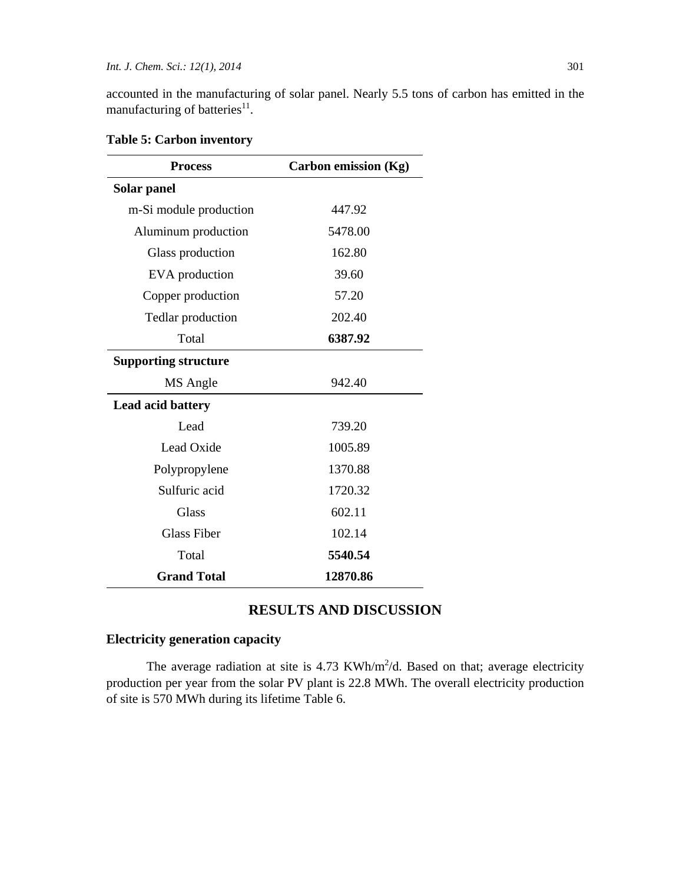accounted in the manufacturing of solar panel. Nearly 5.5 tons of carbon has emitted in the manufacturing of batteries[11].

**Table 5: Carbon inventory**

| Process | Carbon emission (Kg) |
|---|---|
| **Solar panel** | |
| m-Si module production | 447.92 |
| Aluminum production | 5478.00 |
| Glass production | 162.80 |
| EVA production | 39.60 |
| Copper production | 57.20 |
| Tedlar production | 202.40 |
| Total | **6387.92** |
| **Supporting structure** | |
| MS Angle | 942.40 |
| **Lead acid battery** | |
| Lead | 739.20 |
| Lead Oxide | 1005.89 |
| Polypropylene | 1370.88 |
| Sulfuric acid | 1720.32 |
| Glass | 602.11 |
| Glass Fiber | 102.14 |
| Total | **5540.54** |
| **Grand Total** | **12870.86** |

## RESULTS AND DISCUSSION

### Electricity generation capacity

The average radiation at site is 4.73 KWh/m$^2$/d. Based on that; average electricity production per year from the solar PV plant is 22.8 MWh. The overall electricity production of site is 570 MWh during its lifetime Table 6.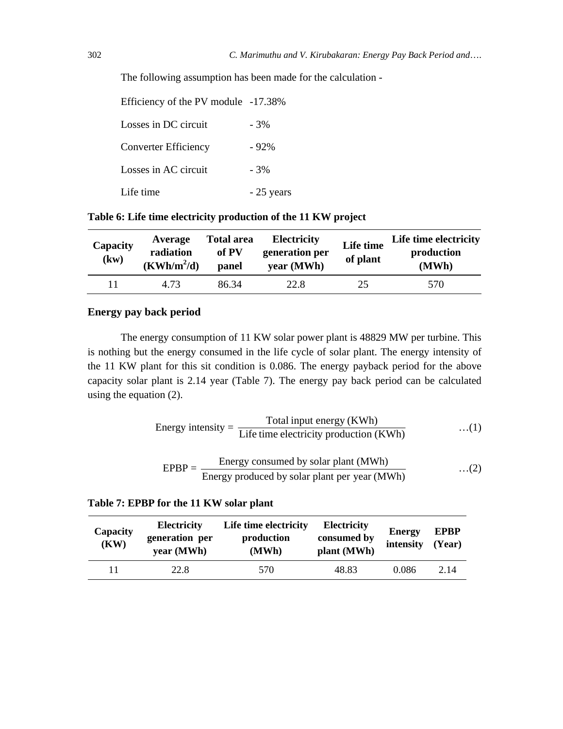The following assumption has been made for the calculation -

Efficiency of the PV module -17.38%

Losses in DC circuit - 3%

Converter Efficiency - 92%

Losses in AC circuit - 3%

Life time - 25 years

**Table 6: Life time electricity production of the 11 KW project**

| Capacity (kw) | Average radiation ($KWh/m^2/d$) | Total area of PV panel | Electricity generation per year (MWh) | Life time of plant | Life time electricity production (MWh) |
|---|---|---|---|---|---|
| 11 | 4.73 | 86.34 | 22.8 | 25 | 570 |

**Energy pay back period**

The energy consumption of 11 KW solar power plant is 48829 MW per turbine. This is nothing but the energy consumed in the life cycle of solar plant. The energy intensity of the 11 KW plant for this sit condition is 0.086. The energy payback period for the above capacity solar plant is 2.14 year (Table 7). The energy pay back period can be calculated using the equation (2).

$$\text{Energy intensity} = \frac{\text{Total input energy (KWh)}}{\text{Life time electricity production (KWh)}} \qquad \ldots(1)$$

$$\text{EPBP} = \frac{\text{Energy consumed by solar plant (MWh)}}{\text{Energy produced by solar plant per year (MWh)}} \qquad \ldots(2)$$

**Table 7: EPBP for the 11 KW solar plant**

| Capacity (KW) | Electricity generation per year (MWh) | Life time electricity production (MWh) | Electricity consumed by plant (MWh) | Energy intensity | EPBP (Year) |
|---|---|---|---|---|---|
| 11 | 22.8 | 570 | 48.83 | 0.086 | 2.14 |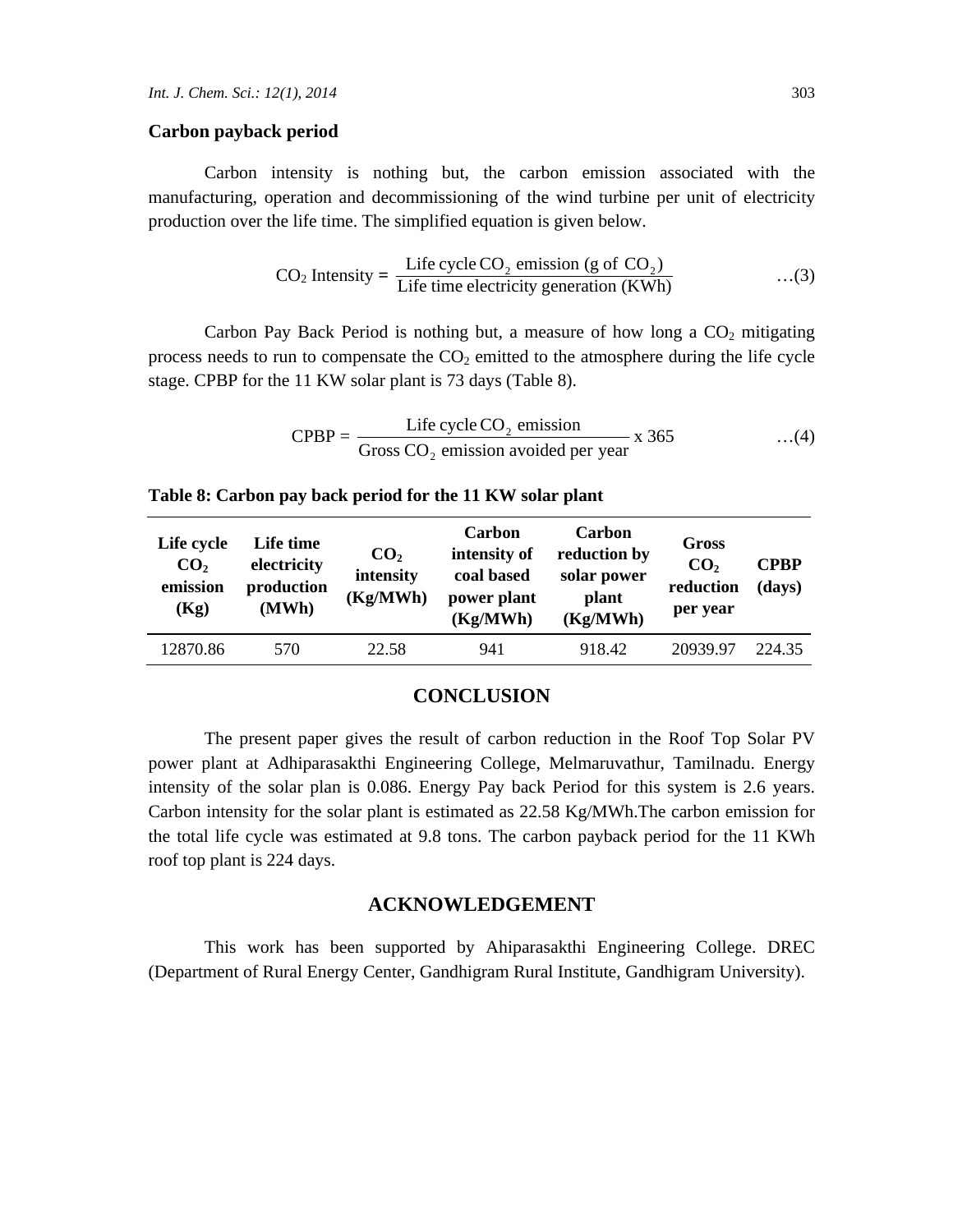### Carbon payback period

Carbon intensity is nothing but, the carbon emission associated with the manufacturing, operation and decommissioning of the wind turbine per unit of electricity production over the life time. The simplified equation is given below.

$$\text{CO}_2 \text{ Intensity} = \frac{\text{Life cycle CO}_2 \text{ emission (g of CO}_2)}{\text{Life time electricity generation (KWh)}} \quad \ldots(3)$$

Carbon Pay Back Period is nothing but, a measure of how long a $CO_2$ mitigating process needs to run to compensate the $CO_2$ emitted to the atmosphere during the life cycle stage. CPBP for the 11 KW solar plant is 73 days (Table 8).

$$\text{CPBP} = \frac{\text{Life cycle CO}_2 \text{ emission}}{\text{Gross CO}_2 \text{ emission avoided per year}} \text{ x } 365 \quad \ldots(4)$$

**Table 8: Carbon pay back period for the 11 KW solar plant**

| Life cycle $CO_2$ emission (Kg) | Life time electricity production (MWh) | $CO_2$ intensity (Kg/MWh) | Carbon intensity of coal based power plant (Kg/MWh) | Carbon reduction by solar power plant (Kg/MWh) | Gross $CO_2$ reduction per year | CPBP (days) |
|---|---|---|---|---|---|---|
| 12870.86 | 570 | 22.58 | 941 | 918.42 | 20939.97 | 224.35 |

## CONCLUSION

The present paper gives the result of carbon reduction in the Roof Top Solar PV power plant at Adhiparasakthi Engineering College, Melmaruvathur, Tamilnadu. Energy intensity of the solar plan is 0.086. Energy Pay back Period for this system is 2.6 years. Carbon intensity for the solar plant is estimated as 22.58 Kg/MWh.The carbon emission for the total life cycle was estimated at 9.8 tons. The carbon payback period for the 11 KWh roof top plant is 224 days.

## ACKNOWLEDGEMENT

This work has been supported by Ahiparasakthi Engineering College. DREC (Department of Rural Energy Center, Gandhigram Rural Institute, Gandhigram University).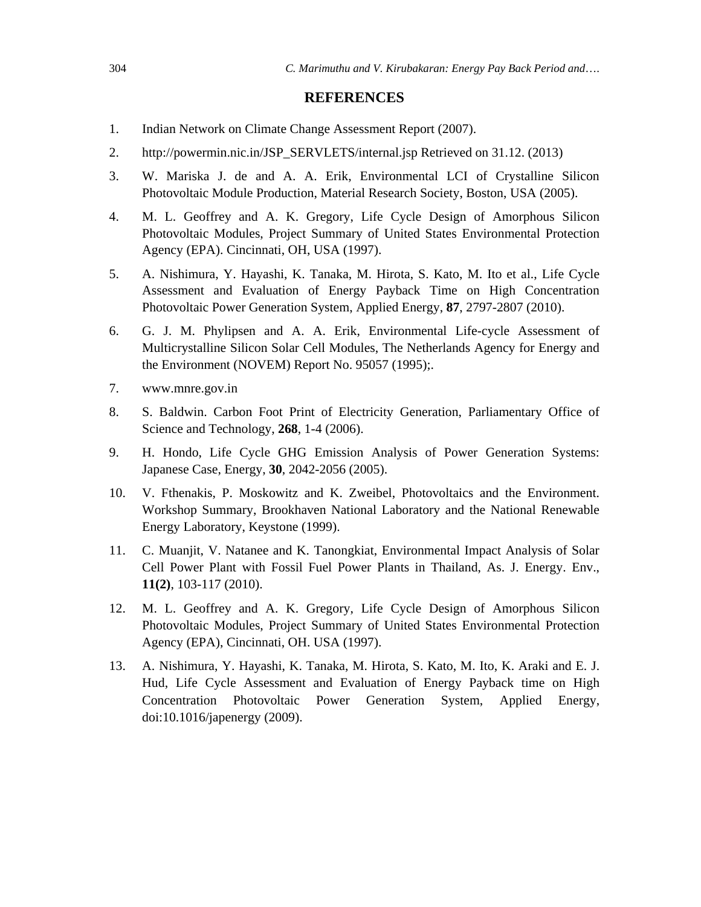## REFERENCES

1. Indian Network on Climate Change Assessment Report (2007).
2. http://powermin.nic.in/JSP_SERVLETS/internal.jsp Retrieved on 31.12. (2013)
3. W. Mariska J. de and A. A. Erik, Environmental LCI of Crystalline Silicon Photovoltaic Module Production, Material Research Society, Boston, USA (2005).
4. M. L. Geoffrey and A. K. Gregory, Life Cycle Design of Amorphous Silicon Photovoltaic Modules, Project Summary of United States Environmental Protection Agency (EPA). Cincinnati, OH, USA (1997).
5. A. Nishimura, Y. Hayashi, K. Tanaka, M. Hirota, S. Kato, M. Ito et al., Life Cycle Assessment and Evaluation of Energy Payback Time on High Concentration Photovoltaic Power Generation System, Applied Energy, **87**, 2797-2807 (2010).
6. G. J. M. Phylipsen and A. A. Erik, Environmental Life-cycle Assessment of Multicrystalline Silicon Solar Cell Modules, The Netherlands Agency for Energy and the Environment (NOVEM) Report No. 95057 (1995);.
7. www.mnre.gov.in
8. S. Baldwin. Carbon Foot Print of Electricity Generation, Parliamentary Office of Science and Technology, **268**, 1-4 (2006).
9. H. Hondo, Life Cycle GHG Emission Analysis of Power Generation Systems: Japanese Case, Energy, **30**, 2042-2056 (2005).
10. V. Fthenakis, P. Moskowitz and K. Zweibel, Photovoltaics and the Environment. Workshop Summary, Brookhaven National Laboratory and the National Renewable Energy Laboratory, Keystone (1999).
11. C. Muanjit, V. Natanee and K. Tanongkiat, Environmental Impact Analysis of Solar Cell Power Plant with Fossil Fuel Power Plants in Thailand, As. J. Energy. Env., **11(2)**, 103-117 (2010).
12. M. L. Geoffrey and A. K. Gregory, Life Cycle Design of Amorphous Silicon Photovoltaic Modules, Project Summary of United States Environmental Protection Agency (EPA), Cincinnati, OH. USA (1997).
13. A. Nishimura, Y. Hayashi, K. Tanaka, M. Hirota, S. Kato, M. Ito, K. Araki and E. J. Hud, Life Cycle Assessment and Evaluation of Energy Payback time on High Concentration Photovoltaic Power Generation System, Applied Energy, doi:10.1016/japenergy (2009).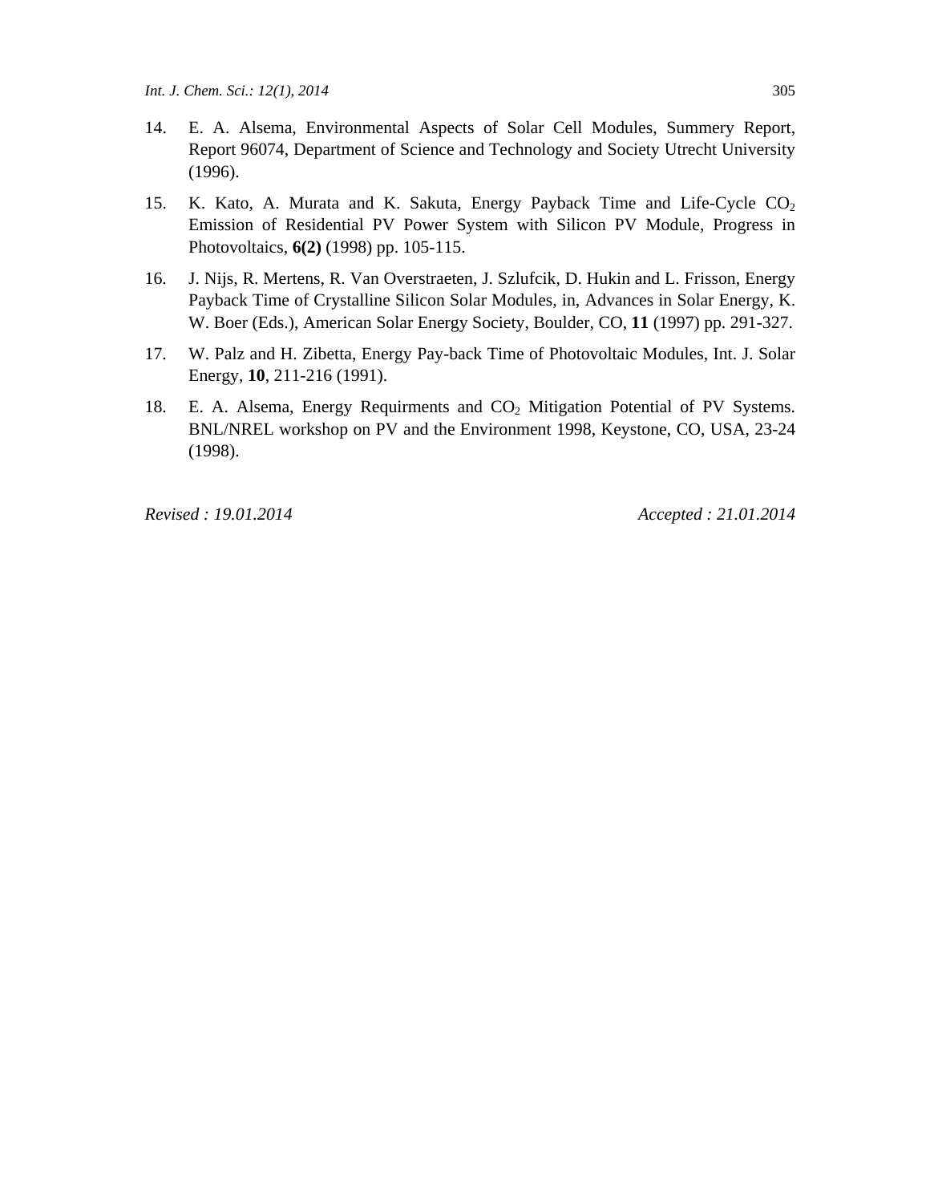14. E. A. Alsema, Environmental Aspects of Solar Cell Modules, Summery Report, Report 96074, Department of Science and Technology and Society Utrecht University (1996).

15. K. Kato, A. Murata and K. Sakuta, Energy Payback Time and Life-Cycle $CO_2$ Emission of Residential PV Power System with Silicon PV Module, Progress in Photovoltaics, **6(2)** (1998) pp. 105-115.

16. J. Nijs, R. Mertens, R. Van Overstraeten, J. Szlufcik, D. Hukin and L. Frisson, Energy Payback Time of Crystalline Silicon Solar Modules, in, Advances in Solar Energy, K. W. Boer (Eds.), American Solar Energy Society, Boulder, CO, **11** (1997) pp. 291-327.

17. W. Palz and H. Zibetta, Energy Pay-back Time of Photovoltaic Modules, Int. J. Solar Energy, **10**, 211-216 (1991).

18. E. A. Alsema, Energy Requirments and $CO_2$ Mitigation Potential of PV Systems. BNL/NREL workshop on PV and the Environment 1998, Keystone, CO, USA, 23-24 (1998).

*Revised : 19.01.2014* *Accepted : 21.01.2014*